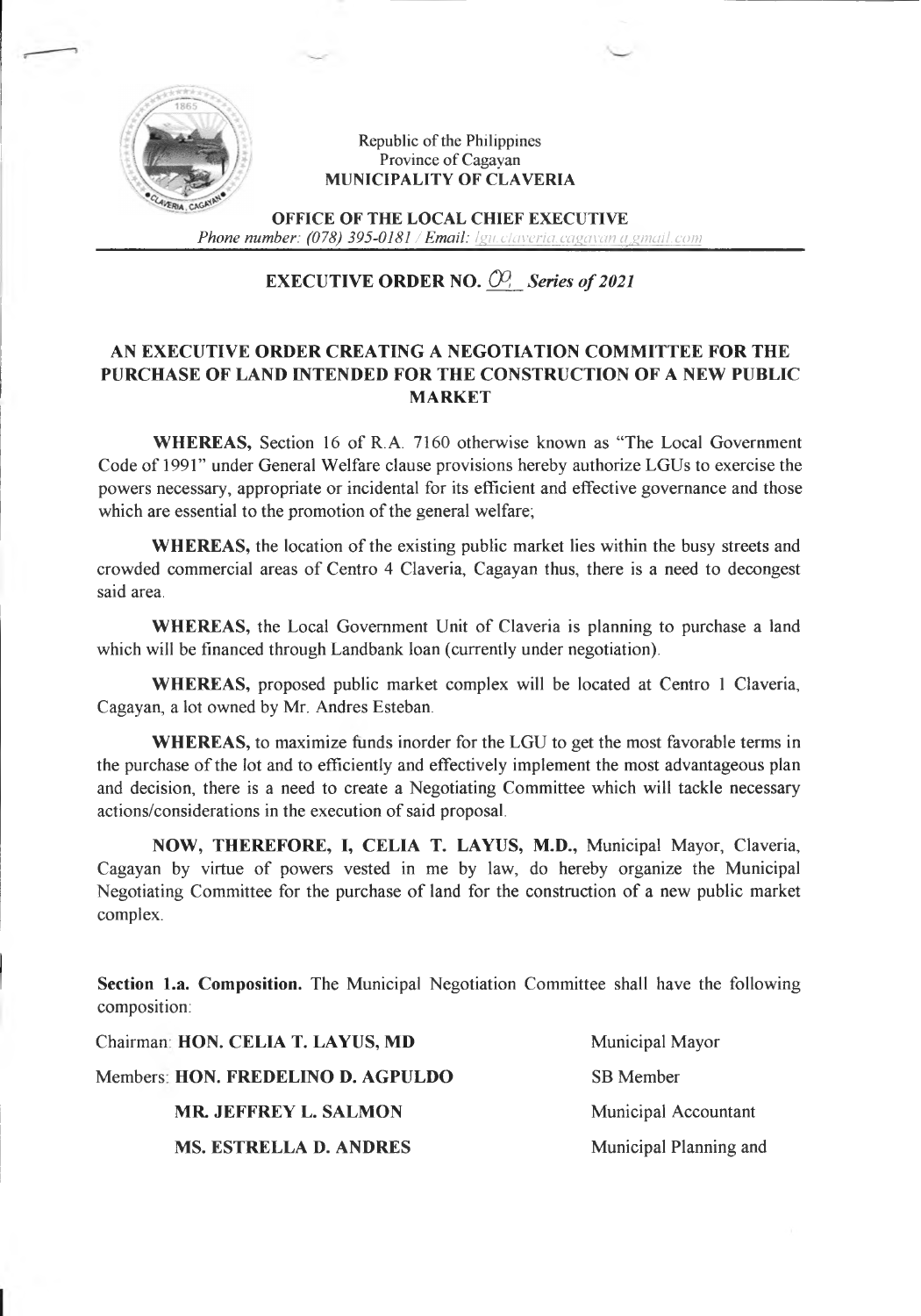Republic of the Philippines
Province of Cagayan
**MUNICIPALITY OF CLAVERIA**

**OFFICE OF THE LOCAL CHIEF EXECUTIVE**
*Phone number: (078) 395-0181 / Email: lgu.claveria.cagayan@gmail.com*

---

**EXECUTIVE ORDER NO. 09 *Series of 2021***

## AN EXECUTIVE ORDER CREATING A NEGOTIATION COMMITTEE FOR THE PURCHASE OF LAND INTENDED FOR THE CONSTRUCTION OF A NEW PUBLIC MARKET

**WHEREAS,** Section 16 of R.A. 7160 otherwise known as "The Local Government Code of 1991" under General Welfare clause provisions hereby authorize LGUs to exercise the powers necessary, appropriate or incidental for its efficient and effective governance and those which are essential to the promotion of the general welfare;

**WHEREAS,** the location of the existing public market lies within the busy streets and crowded commercial areas of Centro 4 Claveria, Cagayan thus, there is a need to decongest said area.

**WHEREAS,** the Local Government Unit of Claveria is planning to purchase a land which will be financed through Landbank loan (currently under negotiation).

**WHEREAS,** proposed public market complex will be located at Centro 1 Claveria, Cagayan, a lot owned by Mr. Andres Esteban.

**WHEREAS,** to maximize funds inorder for the LGU to get the most favorable terms in the purchase of the lot and to efficiently and effectively implement the most advantageous plan and decision, there is a need to create a Negotiating Committee which will tackle necessary actions/considerations in the execution of said proposal.

**NOW, THEREFORE, I, CELIA T. LAYUS, M.D.,** Municipal Mayor, Claveria, Cagayan by virtue of powers vested in me by law, do hereby organize the Municipal Negotiating Committee for the purchase of land for the construction of a new public market complex.

**Section 1.a. Composition.** The Municipal Negotiation Committee shall have the following composition:

| | | |
|---|---|---|
| Chairman: | **HON. CELIA T. LAYUS, MD** | Municipal Mayor |
| Members: | **HON. FREDELINO D. AGPULDO** | SB Member |
| | **MR. JEFFREY L. SALMON** | Municipal Accountant |
| | **MS. ESTRELLA D. ANDRES** | Municipal Planning and |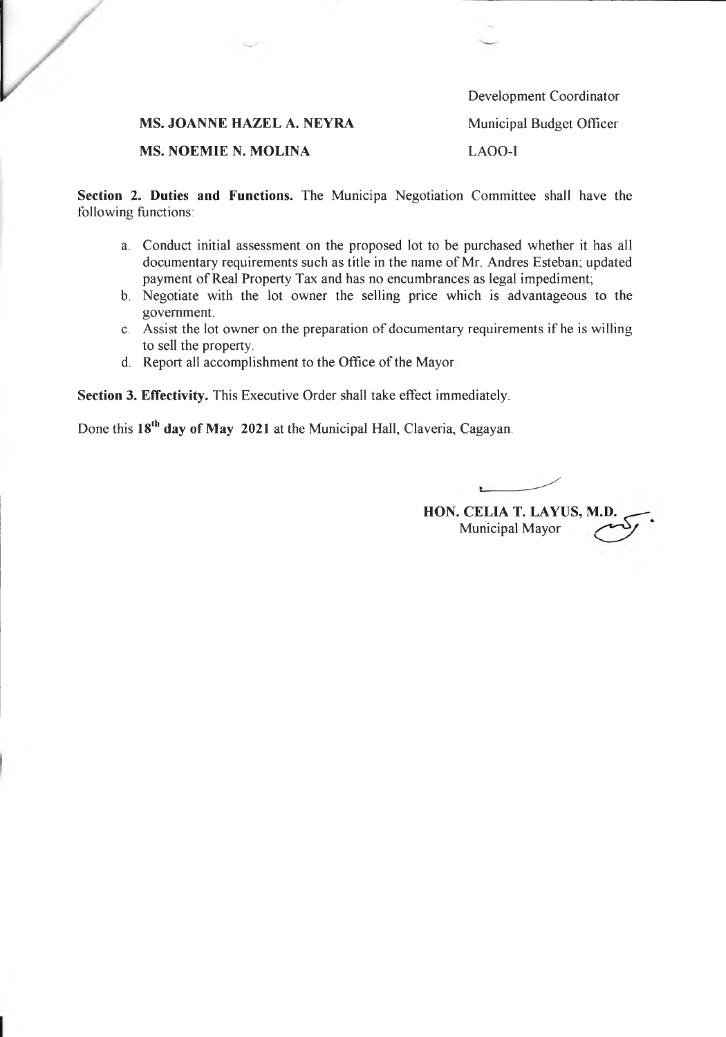| | |
|---|---|
| | Development Coordinator |
| **MS. JOANNE HAZEL A. NEYRA** | Municipal Budget Officer |
| **MS. NOEMIE N. MOLINA** | LAOO-I |

**Section 2. Duties and Functions.** The Municipa Negotiation Committee shall have the following functions:

a. Conduct initial assessment on the proposed lot to be purchased whether it has all documentary requirements such as title in the name of Mr. Andres Esteban; updated payment of Real Property Tax and has no encumbrances as legal impediment;
b. Negotiate with the lot owner the selling price which is advantageous to the government.
c. Assist the lot owner on the preparation of documentary requirements if he is willing to sell the property.
d. Report all accomplishment to the Office of the Mayor.

**Section 3. Effectivity.** This Executive Order shall take effect immediately.

Done this **18th day of May 2021** at the Municipal Hall, Claveria, Cagayan.

**HON. CELIA T. LAYUS, M.D.**
Municipal Mayor